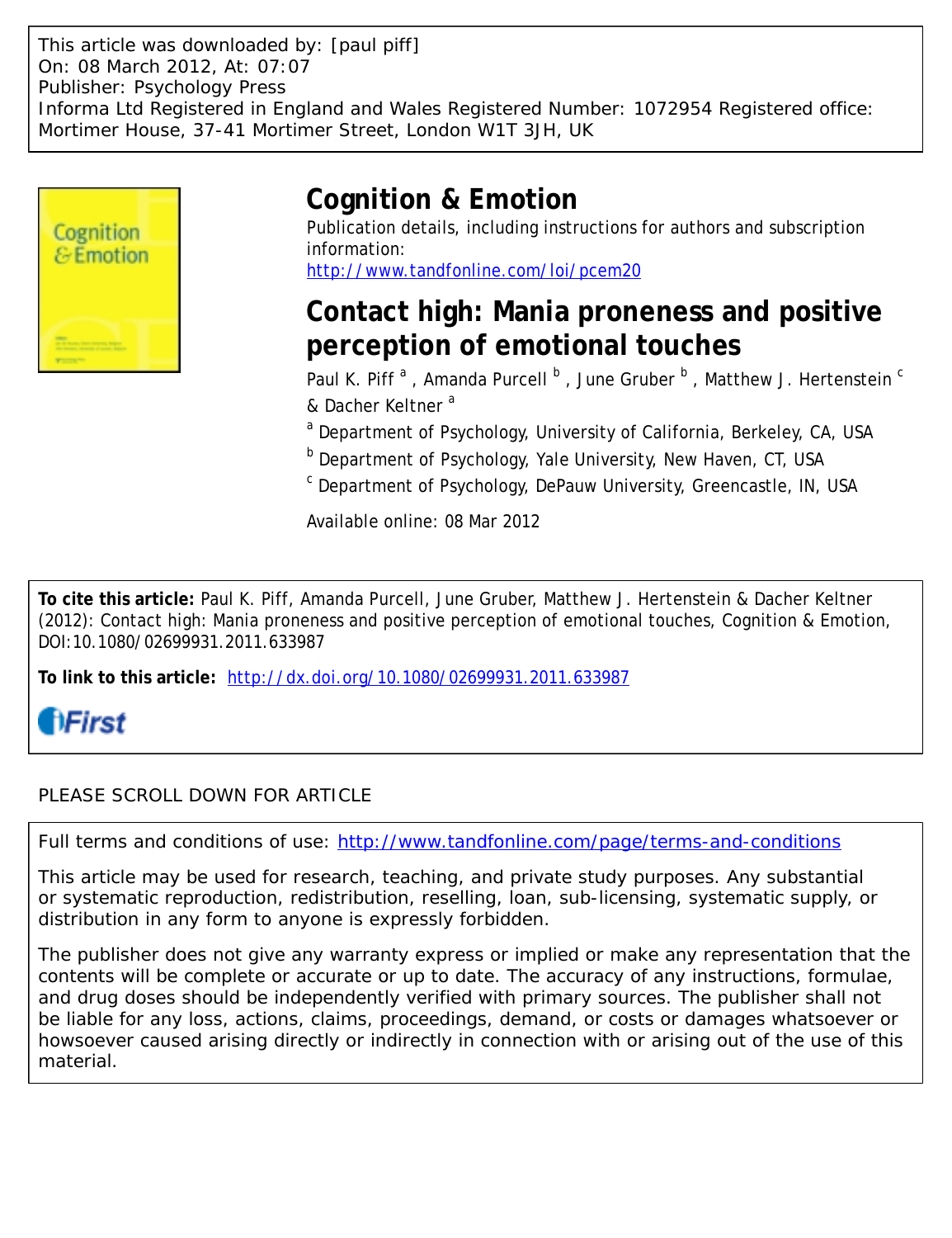This article was downloaded by: [paul piff]
On: 08 March 2012, At: 07:07
Publisher: Psychology Press
Informa Ltd Registered in England and Wales Registered Number: 1072954 Registered office: Mortimer House, 37-41 Mortimer Street, London W1T 3JH, UK

# Cognition & Emotion

Publication details, including instructions for authors and subscription information:
http://www.tandfonline.com/loi/pcem20

# Contact high: Mania proneness and positive perception of emotional touches

Paul K. Piff [a], Amanda Purcell [b], June Gruber [b], Matthew J. Hertenstein [c] & Dacher Keltner [a]

[a] Department of Psychology, University of California, Berkeley, CA, USA

[b] Department of Psychology, Yale University, New Haven, CT, USA

[c] Department of Psychology, DePauw University, Greencastle, IN, USA

Available online: 08 Mar 2012

**To cite this article:** Paul K. Piff, Amanda Purcell, June Gruber, Matthew J. Hertenstein & Dacher Keltner (2012): Contact high: Mania proneness and positive perception of emotional touches, Cognition & Emotion, DOI:10.1080/02699931.2011.633987

**To link to this article:** http://dx.doi.org/10.1080/02699931.2011.633987

iFirst

PLEASE SCROLL DOWN FOR ARTICLE

Full terms and conditions of use: http://www.tandfonline.com/page/terms-and-conditions

This article may be used for research, teaching, and private study purposes. Any substantial or systematic reproduction, redistribution, reselling, loan, sub-licensing, systematic supply, or distribution in any form to anyone is expressly forbidden.

The publisher does not give any warranty express or implied or make any representation that the contents will be complete or accurate or up to date. The accuracy of any instructions, formulae, and drug doses should be independently verified with primary sources. The publisher shall not be liable for any loss, actions, claims, proceedings, demand, or costs or damages whatsoever or howsoever caused arising directly or indirectly in connection with or arising out of the use of this material.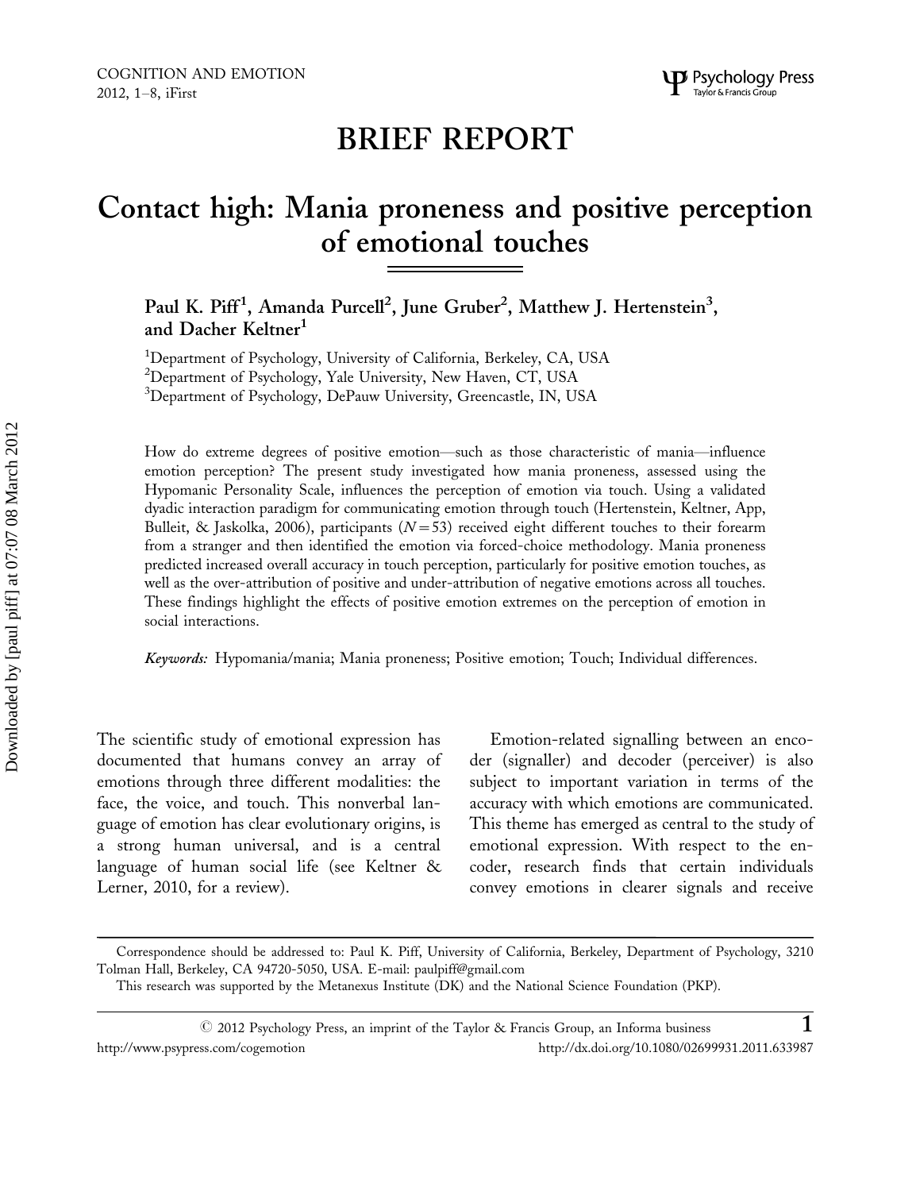# BRIEF REPORT

# Contact high: Mania proneness and positive perception of emotional touches

**Paul K. Piff[1], Amanda Purcell[2], June Gruber[2], Matthew J. Hertenstein[3], and Dacher Keltner[1]**

[1]Department of Psychology, University of California, Berkeley, CA, USA
[2]Department of Psychology, Yale University, New Haven, CT, USA
[3]Department of Psychology, DePauw University, Greencastle, IN, USA

How do extreme degrees of positive emotion—such as those characteristic of mania—influence emotion perception? The present study investigated how mania proneness, assessed using the Hypomanic Personality Scale, influences the perception of emotion via touch. Using a validated dyadic interaction paradigm for communicating emotion through touch (Hertenstein, Keltner, App, Bulleit, & Jaskolka, 2006), participants ($N = 53$) received eight different touches to their forearm from a stranger and then identified the emotion via forced-choice methodology. Mania proneness predicted increased overall accuracy in touch perception, particularly for positive emotion touches, as well as the over-attribution of positive and under-attribution of negative emotions across all touches. These findings highlight the effects of positive emotion extremes on the perception of emotion in social interactions.

*Keywords:* Hypomania/mania; Mania proneness; Positive emotion; Touch; Individual differences.

The scientific study of emotional expression has documented that humans convey an array of emotions through three different modalities: the face, the voice, and touch. This nonverbal language of emotion has clear evolutionary origins, is a strong human universal, and is a central language of human social life (see Keltner & Lerner, 2010, for a review).

Emotion-related signalling between an encoder (signaller) and decoder (perceiver) is also subject to important variation in terms of the accuracy with which emotions are communicated. This theme has emerged as central to the study of emotional expression. With respect to the encoder, research finds that certain individuals convey emotions in clearer signals and receive

Correspondence should be addressed to: Paul K. Piff, University of California, Berkeley, Department of Psychology, 3210 Tolman Hall, Berkeley, CA 94720-5050, USA. E-mail: paulpiff@gmail.com

This research was supported by the Metanexus Institute (DK) and the National Science Foundation (PKP).

© 2012 Psychology Press, an imprint of the Taylor & Francis Group, an Informa business
http://www.psypress.com/cogemotion http://dx.doi.org/10.1080/02699931.2011.633987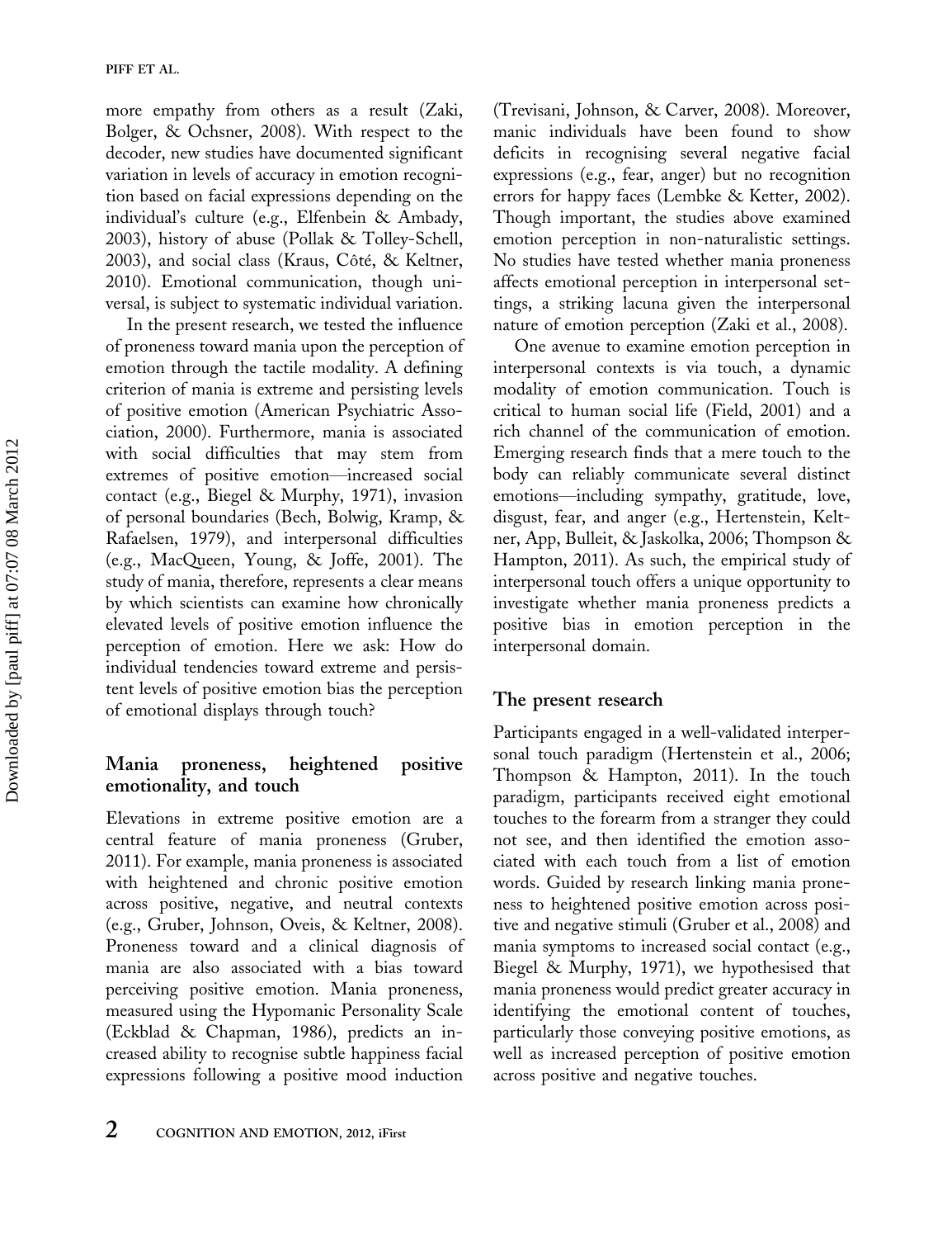more empathy from others as a result (Zaki, Bolger, & Ochsner, 2008). With respect to the decoder, new studies have documented significant variation in levels of accuracy in emotion recognition based on facial expressions depending on the individual's culture (e.g., Elfenbein & Ambady, 2003), history of abuse (Pollak & Tolley-Schell, 2003), and social class (Kraus, Côté, & Keltner, 2010). Emotional communication, though universal, is subject to systematic individual variation.

In the present research, we tested the influence of proneness toward mania upon the perception of emotion through the tactile modality. A defining criterion of mania is extreme and persisting levels of positive emotion (American Psychiatric Association, 2000). Furthermore, mania is associated with social difficulties that may stem from extremes of positive emotion—increased social contact (e.g., Biegel & Murphy, 1971), invasion of personal boundaries (Bech, Bolwig, Kramp, & Rafaelsen, 1979), and interpersonal difficulties (e.g., MacQueen, Young, & Joffe, 2001). The study of mania, therefore, represents a clear means by which scientists can examine how chronically elevated levels of positive emotion influence the perception of emotion. Here we ask: How do individual tendencies toward extreme and persistent levels of positive emotion bias the perception of emotional displays through touch?

## Mania proneness, heightened positive emotionality, and touch

Elevations in extreme positive emotion are a central feature of mania proneness (Gruber, 2011). For example, mania proneness is associated with heightened and chronic positive emotion across positive, negative, and neutral contexts (e.g., Gruber, Johnson, Oveis, & Keltner, 2008). Proneness toward and a clinical diagnosis of mania are also associated with a bias toward perceiving positive emotion. Mania proneness, measured using the Hypomanic Personality Scale (Eckblad & Chapman, 1986), predicts an increased ability to recognise subtle happiness facial expressions following a positive mood induction (Trevisani, Johnson, & Carver, 2008). Moreover, manic individuals have been found to show deficits in recognising several negative facial expressions (e.g., fear, anger) but no recognition errors for happy faces (Lembke & Ketter, 2002). Though important, the studies above examined emotion perception in non-naturalistic settings. No studies have tested whether mania proneness affects emotional perception in interpersonal settings, a striking lacuna given the interpersonal nature of emotion perception (Zaki et al., 2008).

One avenue to examine emotion perception in interpersonal contexts is via touch, a dynamic modality of emotion communication. Touch is critical to human social life (Field, 2001) and a rich channel of the communication of emotion. Emerging research finds that a mere touch to the body can reliably communicate several distinct emotions—including sympathy, gratitude, love, disgust, fear, and anger (e.g., Hertenstein, Keltner, App, Bulleit, & Jaskolka, 2006; Thompson & Hampton, 2011). As such, the empirical study of interpersonal touch offers a unique opportunity to investigate whether mania proneness predicts a positive bias in emotion perception in the interpersonal domain.

## The present research

Participants engaged in a well-validated interpersonal touch paradigm (Hertenstein et al., 2006; Thompson & Hampton, 2011). In the touch paradigm, participants received eight emotional touches to the forearm from a stranger they could not see, and then identified the emotion associated with each touch from a list of emotion words. Guided by research linking mania proneness to heightened positive emotion across positive and negative stimuli (Gruber et al., 2008) and mania symptoms to increased social contact (e.g., Biegel & Murphy, 1971), we hypothesised that mania proneness would predict greater accuracy in identifying the emotional content of touches, particularly those conveying positive emotions, as well as increased perception of positive emotion across positive and negative touches.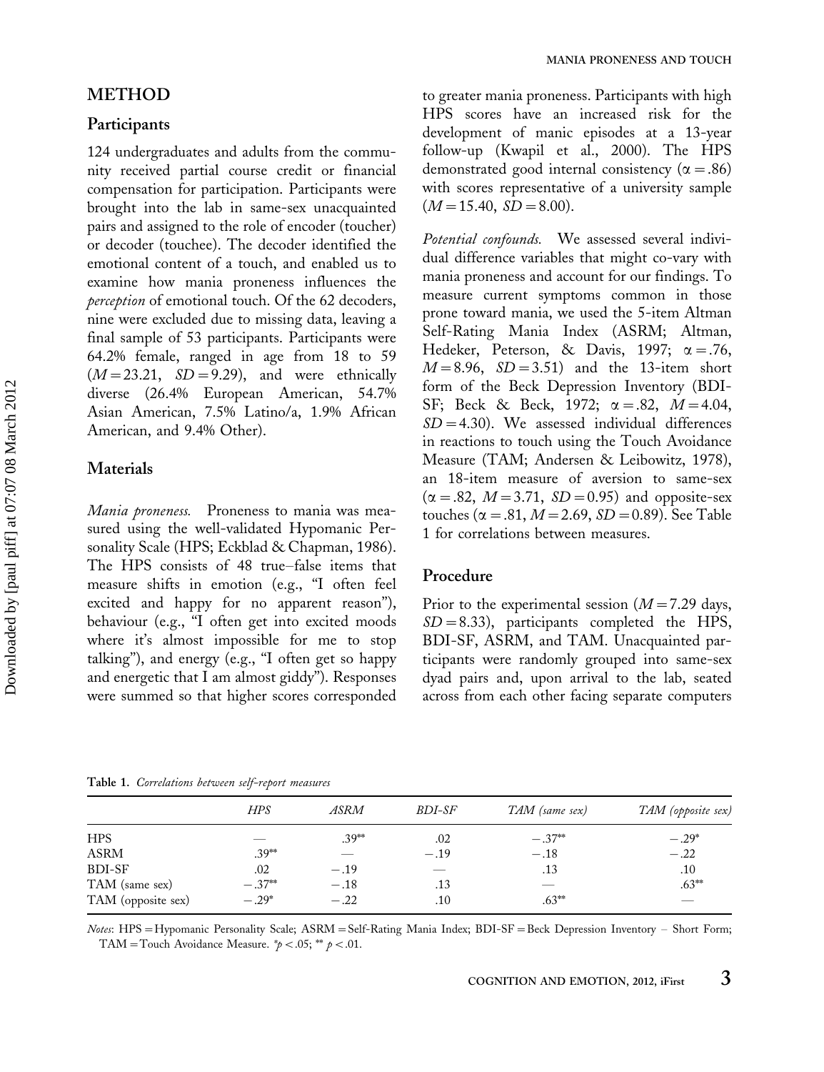## METHOD

### Participants

124 undergraduates and adults from the community received partial course credit or financial compensation for participation. Participants were brought into the lab in same-sex unacquainted pairs and assigned to the role of encoder (toucher) or decoder (touchee). The decoder identified the emotional content of a touch, and enabled us to examine how mania proneness influences the *perception* of emotional touch. Of the 62 decoders, nine were excluded due to missing data, leaving a final sample of 53 participants. Participants were 64.2% female, ranged in age from 18 to 59 ($M = 23.21$, $SD = 9.29$), and were ethnically diverse (26.4% European American, 54.7% Asian American, 7.5% Latino/a, 1.9% African American, and 9.4% Other).

### Materials

*Mania proneness.* Proneness to mania was measured using the well-validated Hypomanic Personality Scale (HPS; Eckblad & Chapman, 1986). The HPS consists of 48 true–false items that measure shifts in emotion (e.g., "I often feel excited and happy for no apparent reason"), behaviour (e.g., "I often get into excited moods where it's almost impossible for me to stop talking"), and energy (e.g., "I often get so happy and energetic that I am almost giddy"). Responses were summed so that higher scores corresponded to greater mania proneness. Participants with high HPS scores have an increased risk for the development of manic episodes at a 13-year follow-up (Kwapil et al., 2000). The HPS demonstrated good internal consistency ($\alpha = .86$) with scores representative of a university sample ($M = 15.40$, $SD = 8.00$).

*Potential confounds.* We assessed several individual difference variables that might co-vary with mania proneness and account for our findings. To measure current symptoms common in those prone toward mania, we used the 5-item Altman Self-Rating Mania Index (ASRM; Altman, Hedeker, Peterson, & Davis, 1997; $\alpha = .76$, $M = 8.96$, $SD = 3.51$) and the 13-item short form of the Beck Depression Inventory (BDI-SF; Beck & Beck, 1972; $\alpha = .82$, $M = 4.04$, $SD = 4.30$). We assessed individual differences in reactions to touch using the Touch Avoidance Measure (TAM; Andersen & Leibowitz, 1978), an 18-item measure of aversion to same-sex ($\alpha = .82$, $M = 3.71$, $SD = 0.95$) and opposite-sex touches ($\alpha = .81$, $M = 2.69$, $SD = 0.89$). See Table 1 for correlations between measures.

### Procedure

Prior to the experimental session ($M = 7.29$ days, $SD = 8.33$), participants completed the HPS, BDI-SF, ASRM, and TAM. Unacquainted participants were randomly grouped into same-sex dyad pairs and, upon arrival to the lab, seated across from each other facing separate computers

**Table 1.** *Correlations between self-report measures*

| | *HPS* | *ASRM* | *BDI-SF* | *TAM (same sex)* | *TAM (opposite sex)* |
|---|---|---|---|---|---|
| HPS | — | .39** | .02 | −.37** | −.29* |
| ASRM | .39** | — | −.19 | −.18 | −.22 |
| BDI-SF | .02 | −.19 | — | .13 | .10 |
| TAM (same sex) | −.37** | −.18 | .13 | — | .63** |
| TAM (opposite sex) | −.29* | −.22 | .10 | .63** | — |

*Notes*: HPS = Hypomanic Personality Scale; ASRM = Self-Rating Mania Index; BDI-SF = Beck Depression Inventory – Short Form; TAM = Touch Avoidance Measure. *$p < .05$; ** $p < .01$.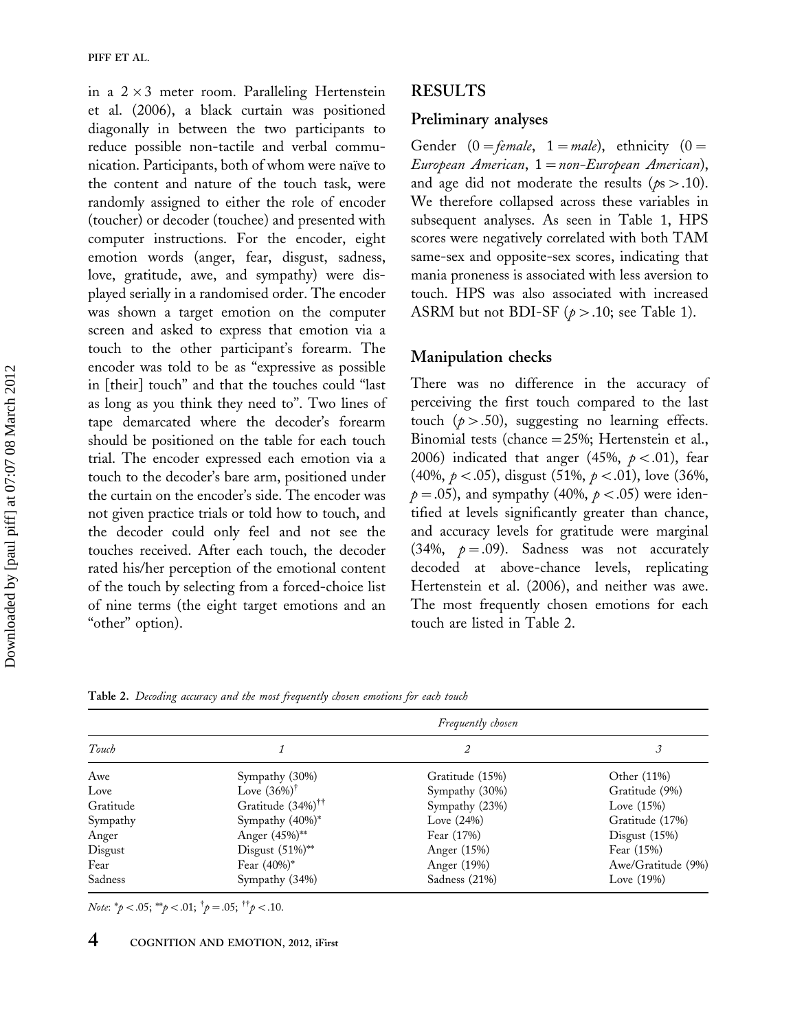in a 2 × 3 meter room. Paralleling Hertenstein et al. (2006), a black curtain was positioned diagonally in between the two participants to reduce possible non-tactile and verbal communication. Participants, both of whom were naïve to the content and nature of the touch task, were randomly assigned to either the role of encoder (toucher) or decoder (touchee) and presented with computer instructions. For the encoder, eight emotion words (anger, fear, disgust, sadness, love, gratitude, awe, and sympathy) were displayed serially in a randomised order. The encoder was shown a target emotion on the computer screen and asked to express that emotion via a touch to the other participant's forearm. The encoder was told to be as "expressive as possible in [their] touch" and that the touches could "last as long as you think they need to". Two lines of tape demarcated where the decoder's forearm should be positioned on the table for each touch trial. The encoder expressed each emotion via a touch to the decoder's bare arm, positioned under the curtain on the encoder's side. The encoder was not given practice trials or told how to touch, and the decoder could only feel and not see the touches received. After each touch, the decoder rated his/her perception of the emotional content of the touch by selecting from a forced-choice list of nine terms (the eight target emotions and an "other" option).

## RESULTS

### Preliminary analyses

Gender (0 = *female*, 1 = *male*), ethnicity (0 = *European American*, 1 = *non-European American*), and age did not moderate the results ($p$s > .10). We therefore collapsed across these variables in subsequent analyses. As seen in Table 1, HPS scores were negatively correlated with both TAM same-sex and opposite-sex scores, indicating that mania proneness is associated with less aversion to touch. HPS was also associated with increased ASRM but not BDI-SF ($p > .10$; see Table 1).

### Manipulation checks

There was no difference in the accuracy of perceiving the first touch compared to the last touch ($p > .50$), suggesting no learning effects. Binomial tests (chance = 25%; Hertenstein et al., 2006) indicated that anger (45%, $p < .01$), fear (40%, $p < .05$), disgust (51%, $p < .01$), love (36%, $p = .05$), and sympathy (40%, $p < .05$) were identified at levels significantly greater than chance, and accuracy levels for gratitude were marginal (34%, $p = .09$). Sadness was not accurately decoded at above-chance levels, replicating Hertenstein et al. (2006), and neither was awe. The most frequently chosen emotions for each touch are listed in Table 2.

**Table 2.** *Decoding accuracy and the most frequently chosen emotions for each touch*

| | *Frequently chosen* | | |
|---|---|---|---|
| *Touch* | *1* | *2* | *3* |
| Awe | Sympathy (30%) | Gratitude (15%) | Other (11%) |
| Love | Love (36%)[†] | Sympathy (30%) | Gratitude (9%) |
| Gratitude | Gratitude (34%)[††] | Sympathy (23%) | Love (15%) |
| Sympathy | Sympathy (40%)* | Love (24%) | Gratitude (17%) |
| Anger | Anger (45%)** | Fear (17%) | Disgust (15%) |
| Disgust | Disgust (51%)** | Anger (15%) | Fear (15%) |
| Fear | Fear (40%)* | Anger (19%) | Awe/Gratitude (9%) |
| Sadness | Sympathy (34%) | Sadness (21%) | Love (19%) |

*Note*: * $p < .05$; ** $p < .01$; † $p = .05$; †† $p < .10$.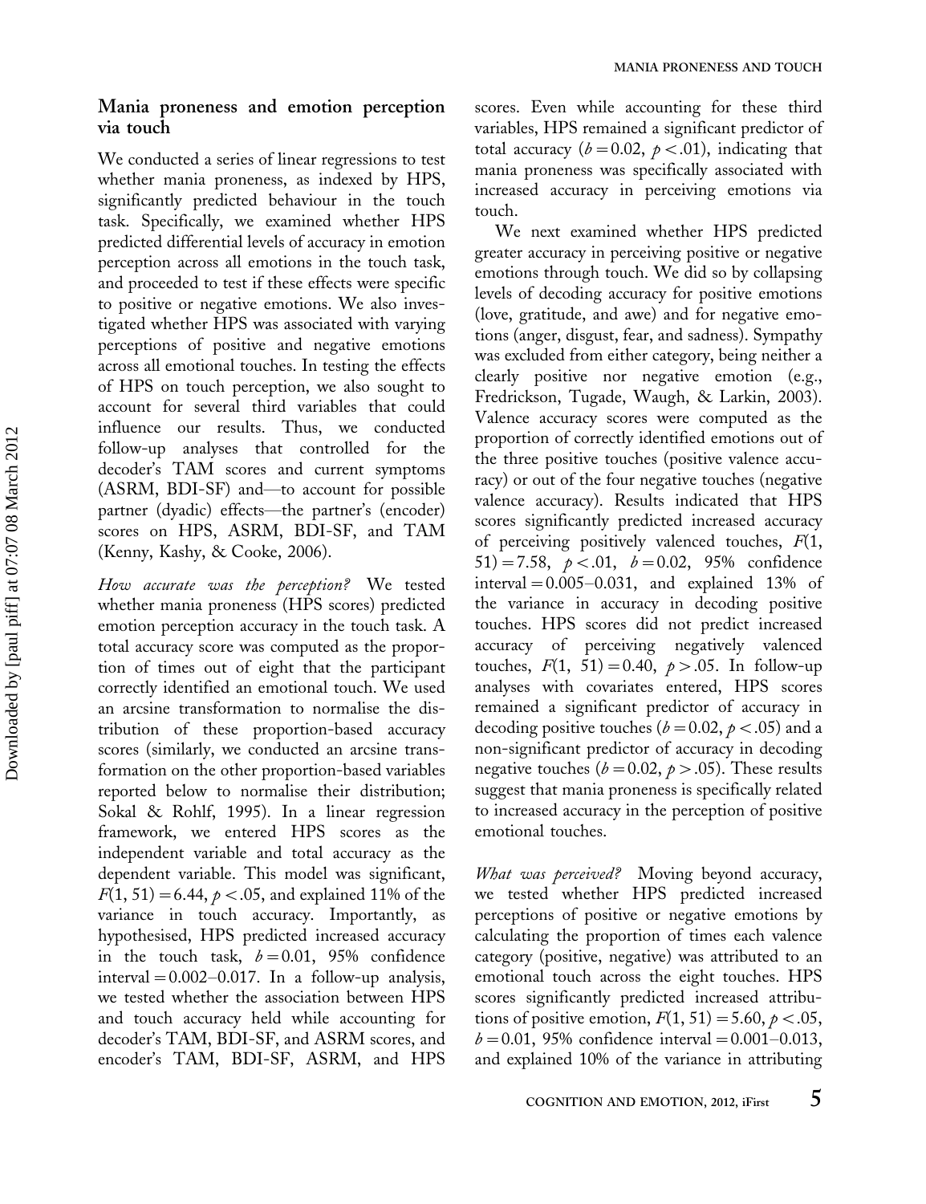## Mania proneness and emotion perception via touch

We conducted a series of linear regressions to test whether mania proneness, as indexed by HPS, significantly predicted behaviour in the touch task. Specifically, we examined whether HPS predicted differential levels of accuracy in emotion perception across all emotions in the touch task, and proceeded to test if these effects were specific to positive or negative emotions. We also investigated whether HPS was associated with varying perceptions of positive and negative emotions across all emotional touches. In testing the effects of HPS on touch perception, we also sought to account for several third variables that could influence our results. Thus, we conducted follow-up analyses that controlled for the decoder's TAM scores and current symptoms (ASRM, BDI-SF) and—to account for possible partner (dyadic) effects—the partner's (encoder) scores on HPS, ASRM, BDI-SF, and TAM (Kenny, Kashy, & Cooke, 2006).

*How accurate was the perception?* We tested whether mania proneness (HPS scores) predicted emotion perception accuracy in the touch task. A total accuracy score was computed as the proportion of times out of eight that the participant correctly identified an emotional touch. We used an arcsine transformation to normalise the distribution of these proportion-based accuracy scores (similarly, we conducted an arcsine transformation on the other proportion-based variables reported below to normalise their distribution; Sokal & Rohlf, 1995). In a linear regression framework, we entered HPS scores as the independent variable and total accuracy as the dependent variable. This model was significant, $F(1, 51) = 6.44$, $p < .05$, and explained 11% of the variance in touch accuracy. Importantly, as hypothesised, HPS predicted increased accuracy in the touch task, $b = 0.01$, 95% confidence interval $= 0.002$–$0.017$. In a follow-up analysis, we tested whether the association between HPS and touch accuracy held while accounting for decoder's TAM, BDI-SF, and ASRM scores, and encoder's TAM, BDI-SF, ASRM, and HPS scores. Even while accounting for these third variables, HPS remained a significant predictor of total accuracy ($b = 0.02$, $p < .01$), indicating that mania proneness was specifically associated with increased accuracy in perceiving emotions via touch.

We next examined whether HPS predicted greater accuracy in perceiving positive or negative emotions through touch. We did so by collapsing levels of decoding accuracy for positive emotions (love, gratitude, and awe) and for negative emotions (anger, disgust, fear, and sadness). Sympathy was excluded from either category, being neither a clearly positive nor negative emotion (e.g., Fredrickson, Tugade, Waugh, & Larkin, 2003). Valence accuracy scores were computed as the proportion of correctly identified emotions out of the three positive touches (positive valence accuracy) or out of the four negative touches (negative valence accuracy). Results indicated that HPS scores significantly predicted increased accuracy of perceiving positively valenced touches, $F(1, 51) = 7.58$, $p < .01$, $b = 0.02$, 95% confidence interval $= 0.005$–$0.031$, and explained 13% of the variance in accuracy in decoding positive touches. HPS scores did not predict increased accuracy of perceiving negatively valenced touches, $F(1, 51) = 0.40$, $p > .05$. In follow-up analyses with covariates entered, HPS scores remained a significant predictor of accuracy in decoding positive touches ($b = 0.02$, $p < .05$) and a non-significant predictor of accuracy in decoding negative touches ($b = 0.02$, $p > .05$). These results suggest that mania proneness is specifically related to increased accuracy in the perception of positive emotional touches.

*What was perceived?* Moving beyond accuracy, we tested whether HPS predicted increased perceptions of positive or negative emotions by calculating the proportion of times each valence category (positive, negative) was attributed to an emotional touch across the eight touches. HPS scores significantly predicted increased attributions of positive emotion, $F(1, 51) = 5.60$, $p < .05$, $b = 0.01$, 95% confidence interval $= 0.001$–$0.013$, and explained 10% of the variance in attributing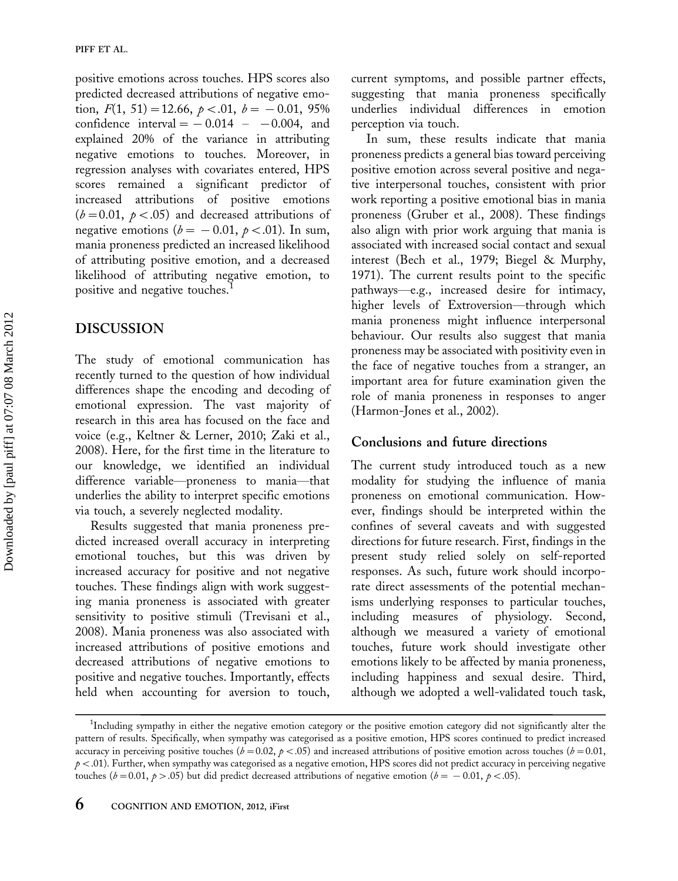positive emotions across touches. HPS scores also predicted decreased attributions of negative emotion, $F(1, 51) = 12.66$, $p < .01$, $b = -0.01$, 95% confidence interval $= -0.014 - -0.004$, and explained 20% of the variance in attributing negative emotions to touches. Moreover, in regression analyses with covariates entered, HPS scores remained a significant predictor of increased attributions of positive emotions ($b = 0.01$, $p < .05$) and decreased attributions of negative emotions ($b = -0.01$, $p < .01$). In sum, mania proneness predicted an increased likelihood of attributing positive emotion, and a decreased likelihood of attributing negative emotion, to positive and negative touches.[1]

## DISCUSSION

The study of emotional communication has recently turned to the question of how individual differences shape the encoding and decoding of emotional expression. The vast majority of research in this area has focused on the face and voice (e.g., Keltner & Lerner, 2010; Zaki et al., 2008). Here, for the first time in the literature to our knowledge, we identified an individual difference variable—proneness to mania—that underlies the ability to interpret specific emotions via touch, a severely neglected modality.

Results suggested that mania proneness predicted increased overall accuracy in interpreting emotional touches, but this was driven by increased accuracy for positive and not negative touches. These findings align with work suggesting mania proneness is associated with greater sensitivity to positive stimuli (Trevisani et al., 2008). Mania proneness was also associated with increased attributions of positive emotions and decreased attributions of negative emotions to positive and negative touches. Importantly, effects held when accounting for aversion to touch, current symptoms, and possible partner effects, suggesting that mania proneness specifically underlies individual differences in emotion perception via touch.

In sum, these results indicate that mania proneness predicts a general bias toward perceiving positive emotion across several positive and negative interpersonal touches, consistent with prior work reporting a positive emotional bias in mania proneness (Gruber et al., 2008). These findings also align with prior work arguing that mania is associated with increased social contact and sexual interest (Bech et al., 1979; Biegel & Murphy, 1971). The current results point to the specific pathways—e.g., increased desire for intimacy, higher levels of Extroversion—through which mania proneness might influence interpersonal behaviour. Our results also suggest that mania proneness may be associated with positivity even in the face of negative touches from a stranger, an important area for future examination given the role of mania proneness in responses to anger (Harmon-Jones et al., 2002).

### Conclusions and future directions

The current study introduced touch as a new modality for studying the influence of mania proneness on emotional communication. However, findings should be interpreted within the confines of several caveats and with suggested directions for future research. First, findings in the present study relied solely on self-reported responses. As such, future work should incorporate direct assessments of the potential mechanisms underlying responses to particular touches, including measures of physiology. Second, although we measured a variety of emotional touches, future work should investigate other emotions likely to be affected by mania proneness, including happiness and sexual desire. Third, although we adopted a well-validated touch task,

[1]Including sympathy in either the negative emotion category or the positive emotion category did not significantly alter the pattern of results. Specifically, when sympathy was categorised as a positive emotion, HPS scores continued to predict increased accuracy in perceiving positive touches ($b = 0.02$, $p < .05$) and increased attributions of positive emotion across touches ($b = 0.01$, $p < .01$). Further, when sympathy was categorised as a negative emotion, HPS scores did not predict accuracy in perceiving negative touches ($b = 0.01$, $p > .05$) but did predict decreased attributions of negative emotion ($b = -0.01$, $p < .05$).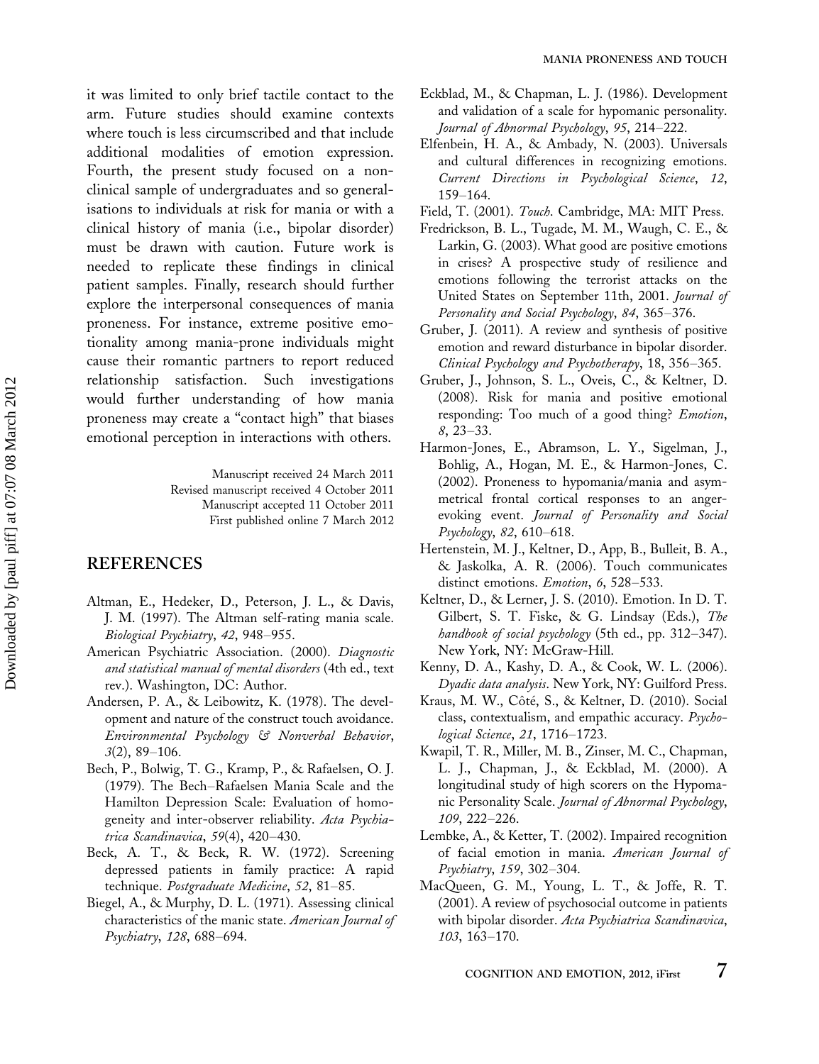it was limited to only brief tactile contact to the arm. Future studies should examine contexts where touch is less circumscribed and that include additional modalities of emotion expression. Fourth, the present study focused on a non-clinical sample of undergraduates and so generalisations to individuals at risk for mania or with a clinical history of mania (i.e., bipolar disorder) must be drawn with caution. Future work is needed to replicate these findings in clinical patient samples. Finally, research should further explore the interpersonal consequences of mania proneness. For instance, extreme positive emotionality among mania-prone individuals might cause their romantic partners to report reduced relationship satisfaction. Such investigations would further understanding of how mania proneness may create a "contact high" that biases emotional perception in interactions with others.

Manuscript received 24 March 2011
Revised manuscript received 4 October 2011
Manuscript accepted 11 October 2011
First published online 7 March 2012

## REFERENCES

Altman, E., Hedeker, D., Peterson, J. L., & Davis, J. M. (1997). The Altman self-rating mania scale. *Biological Psychiatry*, *42*, 948–955.

American Psychiatric Association. (2000). *Diagnostic and statistical manual of mental disorders* (4th ed., text rev.). Washington, DC: Author.

Andersen, P. A., & Leibowitz, K. (1978). The development and nature of the construct touch avoidance. *Environmental Psychology & Nonverbal Behavior*, *3*(2), 89–106.

Bech, P., Bolwig, T. G., Kramp, P., & Rafaelsen, O. J. (1979). The Bech–Rafaelsen Mania Scale and the Hamilton Depression Scale: Evaluation of homogeneity and inter-observer reliability. *Acta Psychiatrica Scandinavica*, *59*(4), 420–430.

Beck, A. T., & Beck, R. W. (1972). Screening depressed patients in family practice: A rapid technique. *Postgraduate Medicine*, *52*, 81–85.

Biegel, A., & Murphy, D. L. (1971). Assessing clinical characteristics of the manic state. *American Journal of Psychiatry*, *128*, 688–694.

Eckblad, M., & Chapman, L. J. (1986). Development and validation of a scale for hypomanic personality. *Journal of Abnormal Psychology*, *95*, 214–222.

Elfenbein, H. A., & Ambady, N. (2003). Universals and cultural differences in recognizing emotions. *Current Directions in Psychological Science*, *12*, 159–164.

Field, T. (2001). *Touch*. Cambridge, MA: MIT Press.

Fredrickson, B. L., Tugade, M. M., Waugh, C. E., & Larkin, G. (2003). What good are positive emotions in crises? A prospective study of resilience and emotions following the terrorist attacks on the United States on September 11th, 2001. *Journal of Personality and Social Psychology*, *84*, 365–376.

Gruber, J. (2011). A review and synthesis of positive emotion and reward disturbance in bipolar disorder. *Clinical Psychology and Psychotherapy*, 18, 356–365.

Gruber, J., Johnson, S. L., Oveis, C., & Keltner, D. (2008). Risk for mania and positive emotional responding: Too much of a good thing? *Emotion*, *8*, 23–33.

Harmon-Jones, E., Abramson, L. Y., Sigelman, J., Bohlig, A., Hogan, M. E., & Harmon-Jones, C. (2002). Proneness to hypomania/mania and asymmetrical frontal cortical responses to an anger-evoking event. *Journal of Personality and Social Psychology*, *82*, 610–618.

Hertenstein, M. J., Keltner, D., App, B., Bulleit, B. A., & Jaskolka, A. R. (2006). Touch communicates distinct emotions. *Emotion*, *6*, 528–533.

Keltner, D., & Lerner, J. S. (2010). Emotion. In D. T. Gilbert, S. T. Fiske, & G. Lindsay (Eds.), *The handbook of social psychology* (5th ed., pp. 312–347). New York, NY: McGraw-Hill.

Kenny, D. A., Kashy, D. A., & Cook, W. L. (2006). *Dyadic data analysis*. New York, NY: Guilford Press.

Kraus, M. W., Côté, S., & Keltner, D. (2010). Social class, contextualism, and empathic accuracy. *Psychological Science*, *21*, 1716–1723.

Kwapil, T. R., Miller, M. B., Zinser, M. C., Chapman, L. J., Chapman, J., & Eckblad, M. (2000). A longitudinal study of high scorers on the Hypomanic Personality Scale. *Journal of Abnormal Psychology*, *109*, 222–226.

Lembke, A., & Ketter, T. (2002). Impaired recognition of facial emotion in mania. *American Journal of Psychiatry*, *159*, 302–304.

MacQueen, G. M., Young, L. T., & Joffe, R. T. (2001). A review of psychosocial outcome in patients with bipolar disorder. *Acta Psychiatrica Scandinavica*, *103*, 163–170.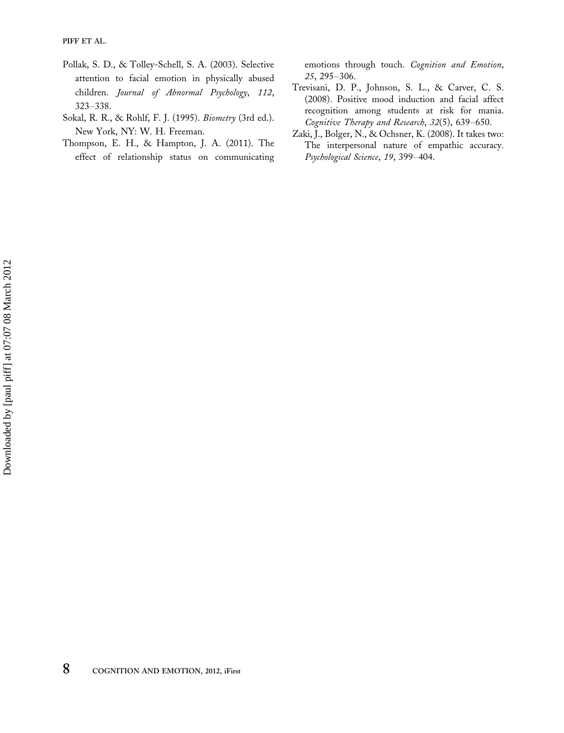Pollak, S. D., & Tolley-Schell, S. A. (2003). Selective attention to facial emotion in physically abused children. *Journal of Abnormal Psychology*, *112*, 323–338.

Sokal, R. R., & Rohlf, F. J. (1995). *Biometry* (3rd ed.). New York, NY: W. H. Freeman.

Thompson, E. H., & Hampton, J. A. (2011). The effect of relationship status on communicating emotions through touch. *Cognition and Emotion*, *25*, 295–306.

Trevisani, D. P., Johnson, S. L., & Carver, C. S. (2008). Positive mood induction and facial affect recognition among students at risk for mania. *Cognitive Therapy and Research*, *32*(5), 639–650.

Zaki, J., Bolger, N., & Ochsner, K. (2008). It takes two: The interpersonal nature of empathic accuracy. *Psychological Science*, *19*, 399–404.